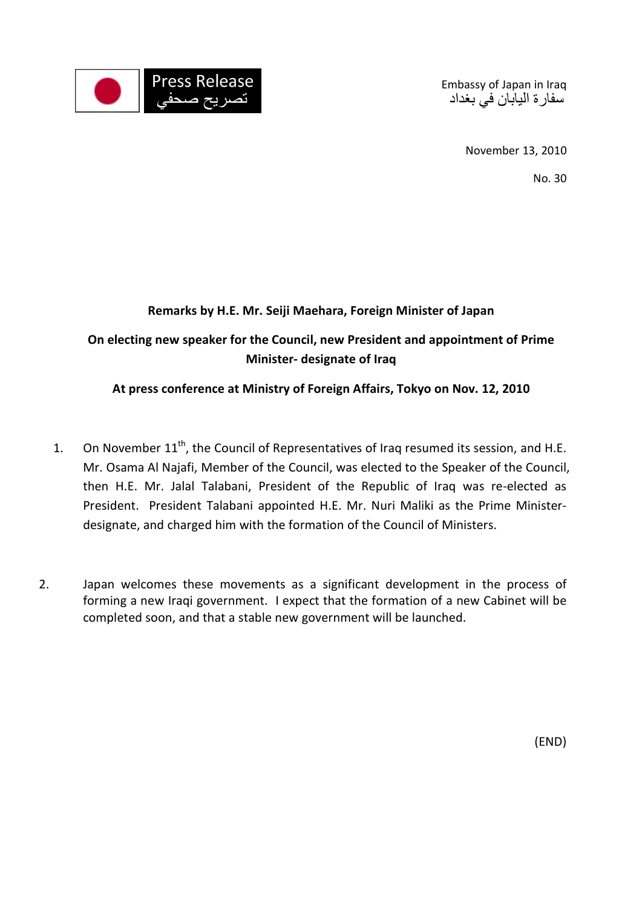Press Release
تصريح صحفي

Embassy of Japan in Iraq
سفارة اليابان في بغداد

November 13, 2010

No. 30

**Remarks by H.E. Mr. Seiji Maehara, Foreign Minister of Japan**

**On electing new speaker for the Council, new President and appointment of Prime Minister- designate of Iraq**

**At press conference at Ministry of Foreign Affairs, Tokyo on Nov. 12, 2010**

1. On November 11th, the Council of Representatives of Iraq resumed its session, and H.E. Mr. Osama Al Najafi, Member of the Council, was elected to the Speaker of the Council, then H.E. Mr. Jalal Talabani, President of the Republic of Iraq was re-elected as President. President Talabani appointed H.E. Mr. Nuri Maliki as the Prime Minister-designate, and charged him with the formation of the Council of Ministers.

2. Japan welcomes these movements as a significant development in the process of forming a new Iraqi government. I expect that the formation of a new Cabinet will be completed soon, and that a stable new government will be launched.

(END)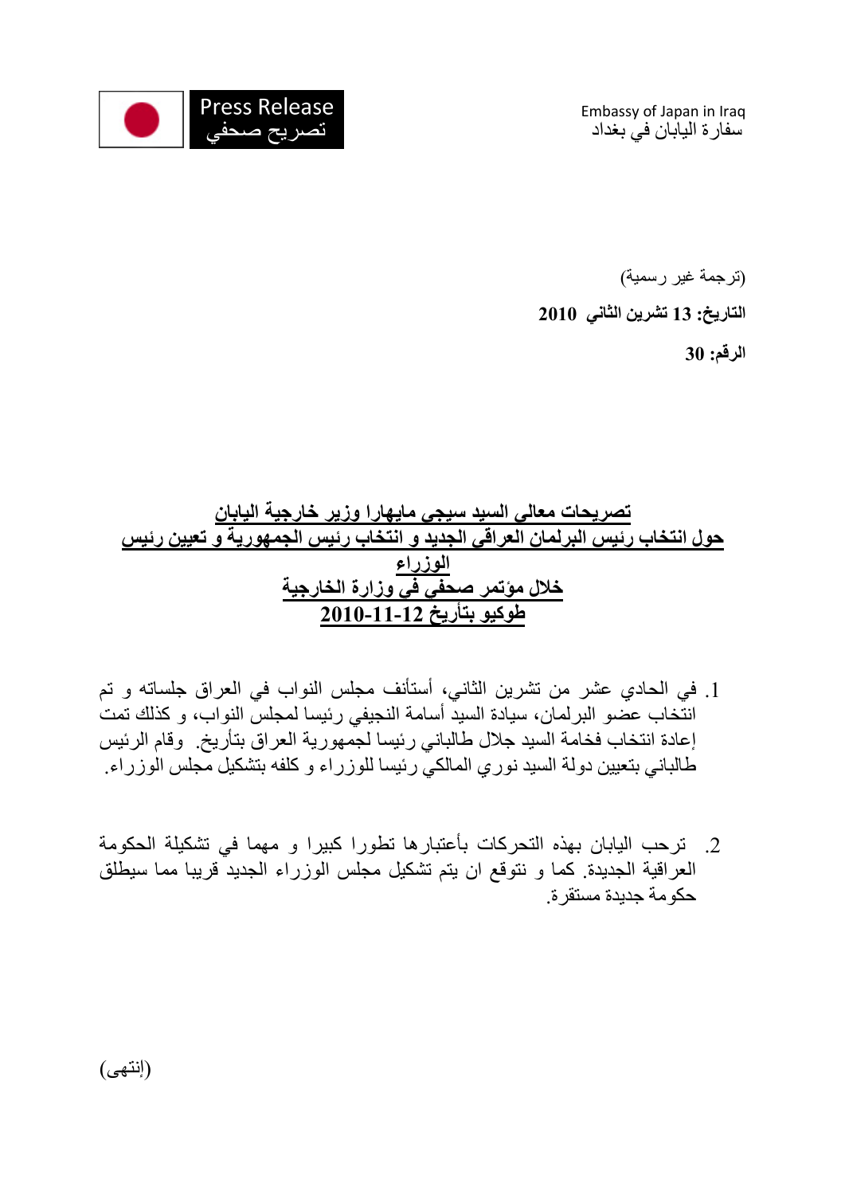Press Release
تصريح صحفي

Embassy of Japan in Iraq
سفارة اليابان في بغداد

(ترجمة غير رسمية)

**التاريخ: 13 تشرين الثاني 2010**

**الرقم: 30**

## تصريحات معالي السيد سيجي مايهارا وزير خارجية اليابان حول انتخاب رئيس البرلمان العراقي الجديد و انتخاب رئيس الجمهورية و تعيين رئيس الوزراء خلال مؤتمر صحفي في وزارة الخارجية طوكيو بتأريخ 12-11-2010

1. في الحادي عشر من تشرين الثاني، أستأنف مجلس النواب في العراق جلساته و تم انتخاب عضو البرلمان، سيادة السيد أسامة النجيفي رئيسا لمجلس النواب، و كذلك تمت إعادة انتخاب فخامة السيد جلال طالباني رئيسا لجمهورية العراق بتأريخ. وقام الرئيس طالباني بتعيين دولة السيد نوري المالكي رئيسا للوزراء و كلفه بتشكيل مجلس الوزراء.

2. ترحب اليابان بهذه التحركات بأعتبارها تطورا كبيرا و مهما في تشكيلة الحكومة العراقية الجديدة. كما و نتوقع ان يتم تشكيل مجلس الوزراء الجديد قريبا مما سيطلق حكومة جديدة مستقرة.

(إنتهى)